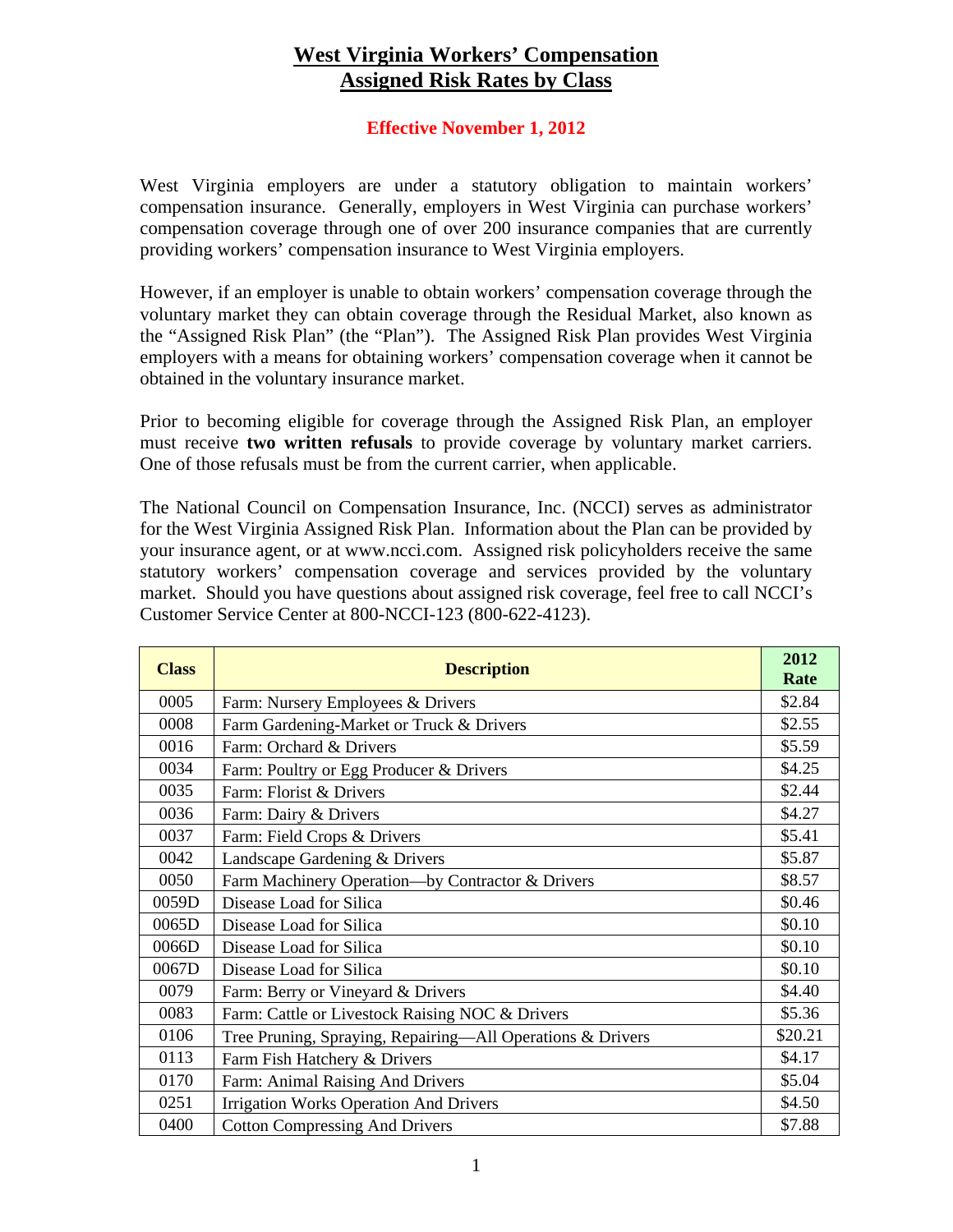# West Virginia Workers' Compensation Assigned Risk Rates by Class

**Effective November 1, 2012**

West Virginia employers are under a statutory obligation to maintain workers' compensation insurance. Generally, employers in West Virginia can purchase workers' compensation coverage through one of over 200 insurance companies that are currently providing workers' compensation insurance to West Virginia employers.

However, if an employer is unable to obtain workers' compensation coverage through the voluntary market they can obtain coverage through the Residual Market, also known as the "Assigned Risk Plan" (the "Plan"). The Assigned Risk Plan provides West Virginia employers with a means for obtaining workers' compensation coverage when it cannot be obtained in the voluntary insurance market.

Prior to becoming eligible for coverage through the Assigned Risk Plan, an employer must receive **two written refusals** to provide coverage by voluntary market carriers. One of those refusals must be from the current carrier, when applicable.

The National Council on Compensation Insurance, Inc. (NCCI) serves as administrator for the West Virginia Assigned Risk Plan. Information about the Plan can be provided by your insurance agent, or at www.ncci.com. Assigned risk policyholders receive the same statutory workers' compensation coverage and services provided by the voluntary market. Should you have questions about assigned risk coverage, feel free to call NCCI's Customer Service Center at 800-NCCI-123 (800-622-4123).

| Class | Description | 2012 Rate |
|---|---|---|
| 0005 | Farm: Nursery Employees & Drivers | $2.84 |
| 0008 | Farm Gardening-Market or Truck & Drivers | $2.55 |
| 0016 | Farm: Orchard & Drivers | $5.59 |
| 0034 | Farm: Poultry or Egg Producer & Drivers | $4.25 |
| 0035 | Farm: Florist & Drivers | $2.44 |
| 0036 | Farm: Dairy & Drivers | $4.27 |
| 0037 | Farm: Field Crops & Drivers | $5.41 |
| 0042 | Landscape Gardening & Drivers | $5.87 |
| 0050 | Farm Machinery Operation—by Contractor & Drivers | $8.57 |
| 0059D | Disease Load for Silica | $0.46 |
| 0065D | Disease Load for Silica | $0.10 |
| 0066D | Disease Load for Silica | $0.10 |
| 0067D | Disease Load for Silica | $0.10 |
| 0079 | Farm: Berry or Vineyard & Drivers | $4.40 |
| 0083 | Farm: Cattle or Livestock Raising NOC & Drivers | $5.36 |
| 0106 | Tree Pruning, Spraying, Repairing—All Operations & Drivers | $20.21 |
| 0113 | Farm Fish Hatchery & Drivers | $4.17 |
| 0170 | Farm: Animal Raising And Drivers | $5.04 |
| 0251 | Irrigation Works Operation And Drivers | $4.50 |
| 0400 | Cotton Compressing And Drivers | $7.88 |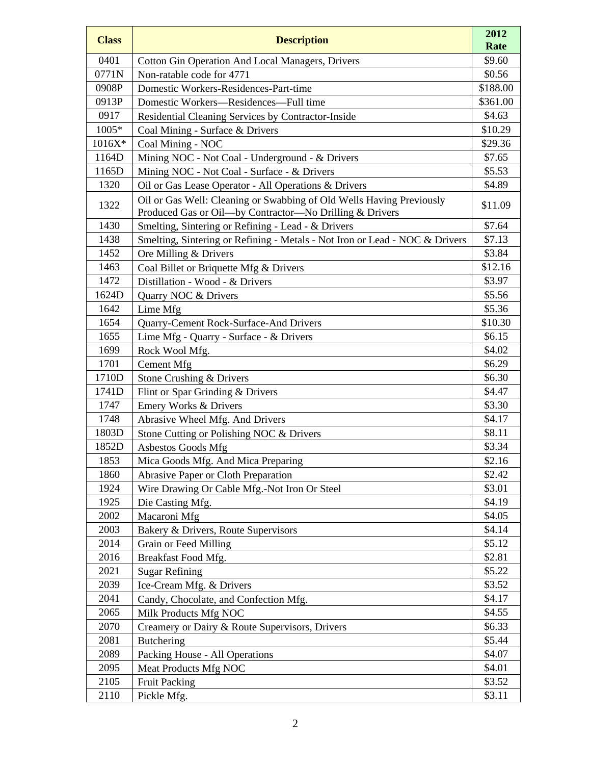| Class | Description | 2012 Rate |
| --- | --- | --- |
| 0401 | Cotton Gin Operation And Local Managers, Drivers | $9.60 |
| 0771N | Non-ratable code for 4771 | $0.56 |
| 0908P | Domestic Workers-Residences-Part-time | $188.00 |
| 0913P | Domestic Workers—Residences—Full time | $361.00 |
| 0917 | Residential Cleaning Services by Contractor-Inside | $4.63 |
| 1005* | Coal Mining - Surface & Drivers | $10.29 |
| 1016X* | Coal Mining - NOC | $29.36 |
| 1164D | Mining NOC - Not Coal - Underground - & Drivers | $7.65 |
| 1165D | Mining NOC - Not Coal - Surface - & Drivers | $5.53 |
| 1320 | Oil or Gas Lease Operator - All Operations & Drivers | $4.89 |
| 1322 | Oil or Gas Well: Cleaning or Swabbing of Old Wells Having Previously Produced Gas or Oil—by Contractor—No Drilling & Drivers | $11.09 |
| 1430 | Smelting, Sintering or Refining - Lead - & Drivers | $7.64 |
| 1438 | Smelting, Sintering or Refining - Metals - Not Iron or Lead - NOC & Drivers | $7.13 |
| 1452 | Ore Milling & Drivers | $3.84 |
| 1463 | Coal Billet or Briquette Mfg & Drivers | $12.16 |
| 1472 | Distillation - Wood - & Drivers | $3.97 |
| 1624D | Quarry NOC & Drivers | $5.56 |
| 1642 | Lime Mfg | $5.36 |
| 1654 | Quarry-Cement Rock-Surface-And Drivers | $10.30 |
| 1655 | Lime Mfg - Quarry - Surface - & Drivers | $6.15 |
| 1699 | Rock Wool Mfg. | $4.02 |
| 1701 | Cement Mfg | $6.29 |
| 1710D | Stone Crushing & Drivers | $6.30 |
| 1741D | Flint or Spar Grinding & Drivers | $4.47 |
| 1747 | Emery Works & Drivers | $3.30 |
| 1748 | Abrasive Wheel Mfg. And Drivers | $4.17 |
| 1803D | Stone Cutting or Polishing NOC & Drivers | $8.11 |
| 1852D | Asbestos Goods Mfg | $3.34 |
| 1853 | Mica Goods Mfg. And Mica Preparing | $2.16 |
| 1860 | Abrasive Paper or Cloth Preparation | $2.42 |
| 1924 | Wire Drawing Or Cable Mfg.-Not Iron Or Steel | $3.01 |
| 1925 | Die Casting Mfg. | $4.19 |
| 2002 | Macaroni Mfg | $4.05 |
| 2003 | Bakery & Drivers, Route Supervisors | $4.14 |
| 2014 | Grain or Feed Milling | $5.12 |
| 2016 | Breakfast Food Mfg. | $2.81 |
| 2021 | Sugar Refining | $5.22 |
| 2039 | Ice-Cream Mfg. & Drivers | $3.52 |
| 2041 | Candy, Chocolate, and Confection Mfg. | $4.17 |
| 2065 | Milk Products Mfg NOC | $4.55 |
| 2070 | Creamery or Dairy & Route Supervisors, Drivers | $6.33 |
| 2081 | Butchering | $5.44 |
| 2089 | Packing House - All Operations | $4.07 |
| 2095 | Meat Products Mfg NOC | $4.01 |
| 2105 | Fruit Packing | $3.52 |
| 2110 | Pickle Mfg. | $3.11 |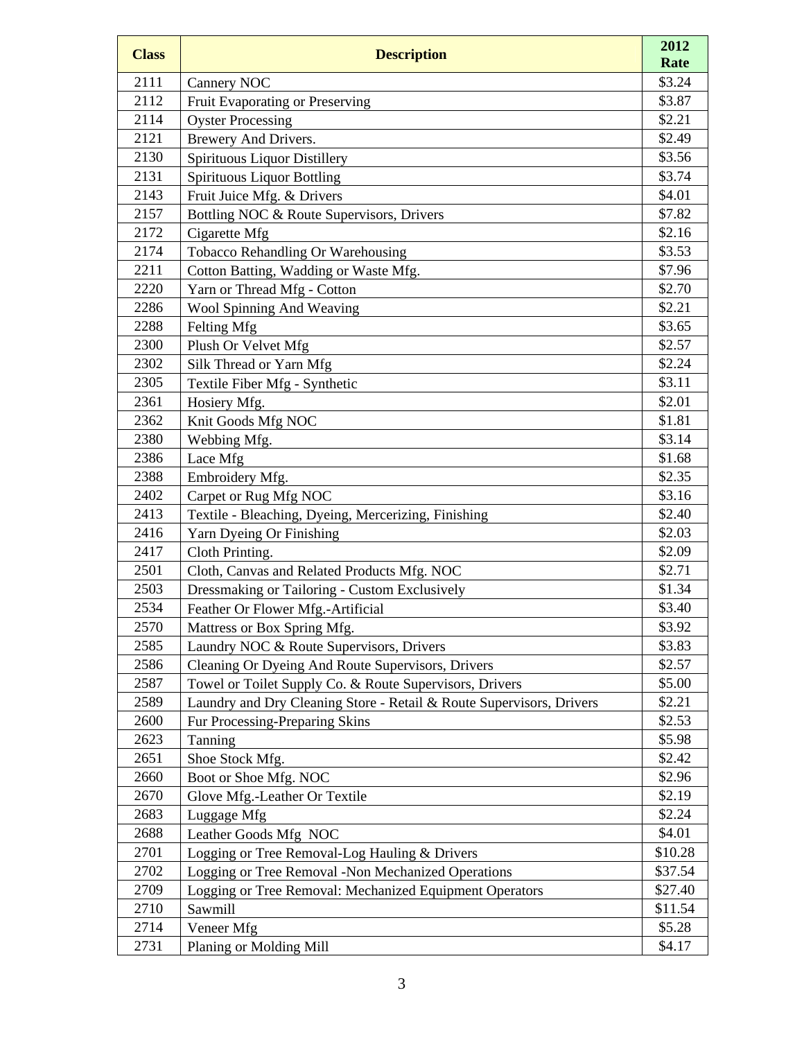| Class | Description | 2012 Rate |
|---|---|---|
| 2111 | Cannery NOC | $3.24 |
| 2112 | Fruit Evaporating or Preserving | $3.87 |
| 2114 | Oyster Processing | $2.21 |
| 2121 | Brewery And Drivers. | $2.49 |
| 2130 | Spirituous Liquor Distillery | $3.56 |
| 2131 | Spirituous Liquor Bottling | $3.74 |
| 2143 | Fruit Juice Mfg. & Drivers | $4.01 |
| 2157 | Bottling NOC & Route Supervisors, Drivers | $7.82 |
| 2172 | Cigarette Mfg | $2.16 |
| 2174 | Tobacco Rehandling Or Warehousing | $3.53 |
| 2211 | Cotton Batting, Wadding or Waste Mfg. | $7.96 |
| 2220 | Yarn or Thread Mfg - Cotton | $2.70 |
| 2286 | Wool Spinning And Weaving | $2.21 |
| 2288 | Felting Mfg | $3.65 |
| 2300 | Plush Or Velvet Mfg | $2.57 |
| 2302 | Silk Thread or Yarn Mfg | $2.24 |
| 2305 | Textile Fiber Mfg - Synthetic | $3.11 |
| 2361 | Hosiery Mfg. | $2.01 |
| 2362 | Knit Goods Mfg NOC | $1.81 |
| 2380 | Webbing Mfg. | $3.14 |
| 2386 | Lace Mfg | $1.68 |
| 2388 | Embroidery Mfg. | $2.35 |
| 2402 | Carpet or Rug Mfg NOC | $3.16 |
| 2413 | Textile - Bleaching, Dyeing, Mercerizing, Finishing | $2.40 |
| 2416 | Yarn Dyeing Or Finishing | $2.03 |
| 2417 | Cloth Printing. | $2.09 |
| 2501 | Cloth, Canvas and Related Products Mfg. NOC | $2.71 |
| 2503 | Dressmaking or Tailoring - Custom Exclusively | $1.34 |
| 2534 | Feather Or Flower Mfg.-Artificial | $3.40 |
| 2570 | Mattress or Box Spring Mfg. | $3.92 |
| 2585 | Laundry NOC & Route Supervisors, Drivers | $3.83 |
| 2586 | Cleaning Or Dyeing And Route Supervisors, Drivers | $2.57 |
| 2587 | Towel or Toilet Supply Co. & Route Supervisors, Drivers | $5.00 |
| 2589 | Laundry and Dry Cleaning Store - Retail & Route Supervisors, Drivers | $2.21 |
| 2600 | Fur Processing-Preparing Skins | $2.53 |
| 2623 | Tanning | $5.98 |
| 2651 | Shoe Stock Mfg. | $2.42 |
| 2660 | Boot or Shoe Mfg. NOC | $2.96 |
| 2670 | Glove Mfg.-Leather Or Textile | $2.19 |
| 2683 | Luggage Mfg | $2.24 |
| 2688 | Leather Goods Mfg NOC | $4.01 |
| 2701 | Logging or Tree Removal-Log Hauling & Drivers | $10.28 |
| 2702 | Logging or Tree Removal -Non Mechanized Operations | $37.54 |
| 2709 | Logging or Tree Removal: Mechanized Equipment Operators | $27.40 |
| 2710 | Sawmill | $11.54 |
| 2714 | Veneer Mfg | $5.28 |
| 2731 | Planing or Molding Mill | $4.17 |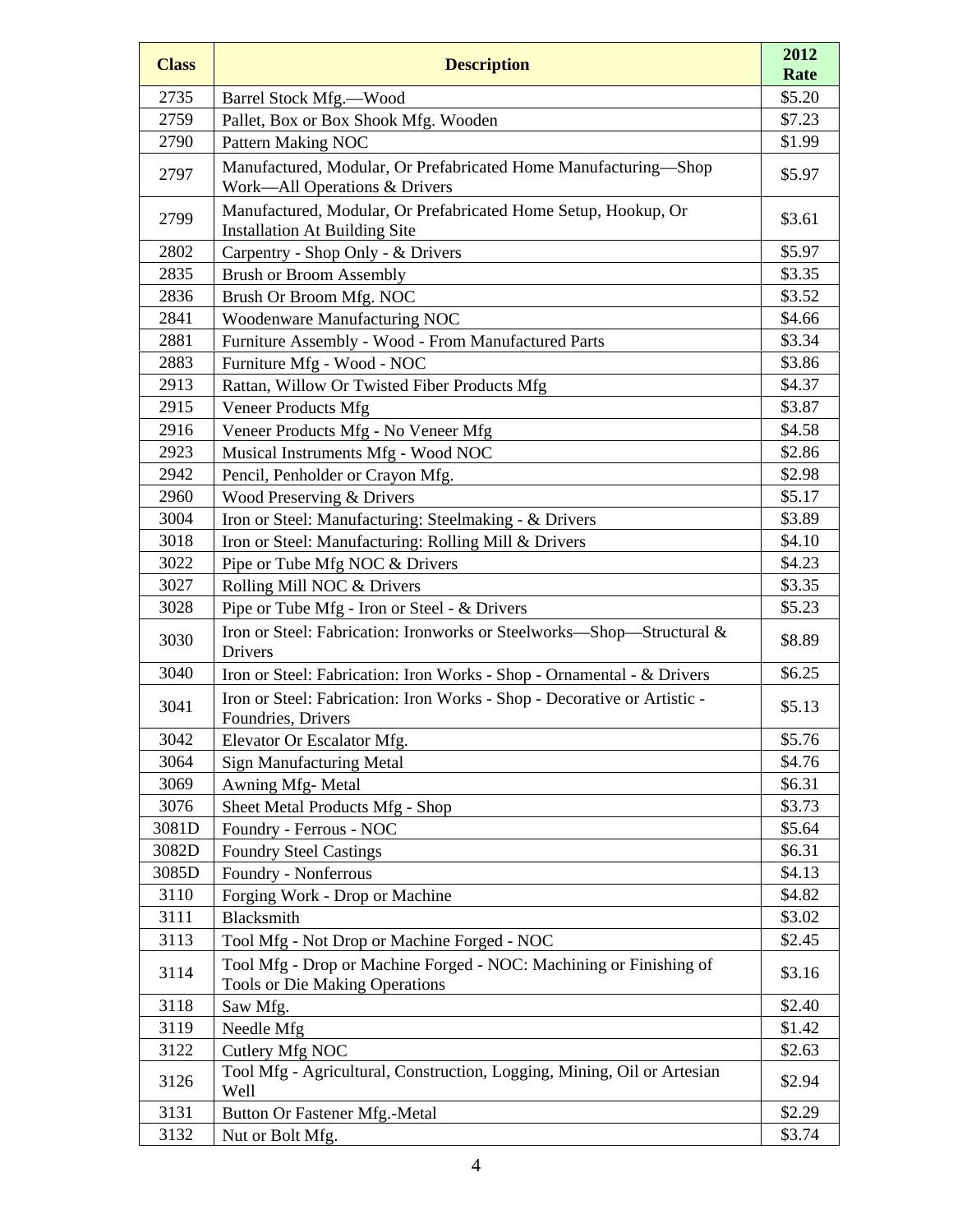| Class | Description | 2012 Rate |
| --- | --- | --- |
| 2735 | Barrel Stock Mfg.—Wood | $5.20 |
| 2759 | Pallet, Box or Box Shook Mfg. Wooden | $7.23 |
| 2790 | Pattern Making NOC | $1.99 |
| 2797 | Manufactured, Modular, Or Prefabricated Home Manufacturing—Shop Work—All Operations & Drivers | $5.97 |
| 2799 | Manufactured, Modular, Or Prefabricated Home Setup, Hookup, Or Installation At Building Site | $3.61 |
| 2802 | Carpentry - Shop Only - & Drivers | $5.97 |
| 2835 | Brush or Broom Assembly | $3.35 |
| 2836 | Brush Or Broom Mfg. NOC | $3.52 |
| 2841 | Woodenware Manufacturing NOC | $4.66 |
| 2881 | Furniture Assembly - Wood - From Manufactured Parts | $3.34 |
| 2883 | Furniture Mfg - Wood - NOC | $3.86 |
| 2913 | Rattan, Willow Or Twisted Fiber Products Mfg | $4.37 |
| 2915 | Veneer Products Mfg | $3.87 |
| 2916 | Veneer Products Mfg - No Veneer Mfg | $4.58 |
| 2923 | Musical Instruments Mfg - Wood NOC | $2.86 |
| 2942 | Pencil, Penholder or Crayon Mfg. | $2.98 |
| 2960 | Wood Preserving & Drivers | $5.17 |
| 3004 | Iron or Steel: Manufacturing: Steelmaking - & Drivers | $3.89 |
| 3018 | Iron or Steel: Manufacturing: Rolling Mill & Drivers | $4.10 |
| 3022 | Pipe or Tube Mfg NOC & Drivers | $4.23 |
| 3027 | Rolling Mill NOC & Drivers | $3.35 |
| 3028 | Pipe or Tube Mfg - Iron or Steel - & Drivers | $5.23 |
| 3030 | Iron or Steel: Fabrication: Ironworks or Steelworks—Shop—Structural & Drivers | $8.89 |
| 3040 | Iron or Steel: Fabrication: Iron Works - Shop - Ornamental - & Drivers | $6.25 |
| 3041 | Iron or Steel: Fabrication: Iron Works - Shop - Decorative or Artistic - Foundries, Drivers | $5.13 |
| 3042 | Elevator Or Escalator Mfg. | $5.76 |
| 3064 | Sign Manufacturing Metal | $4.76 |
| 3069 | Awning Mfg- Metal | $6.31 |
| 3076 | Sheet Metal Products Mfg - Shop | $3.73 |
| 3081D | Foundry - Ferrous - NOC | $5.64 |
| 3082D | Foundry Steel Castings | $6.31 |
| 3085D | Foundry - Nonferrous | $4.13 |
| 3110 | Forging Work - Drop or Machine | $4.82 |
| 3111 | Blacksmith | $3.02 |
| 3113 | Tool Mfg - Not Drop or Machine Forged - NOC | $2.45 |
| 3114 | Tool Mfg - Drop or Machine Forged - NOC: Machining or Finishing of Tools or Die Making Operations | $3.16 |
| 3118 | Saw Mfg. | $2.40 |
| 3119 | Needle Mfg | $1.42 |
| 3122 | Cutlery Mfg NOC | $2.63 |
| 3126 | Tool Mfg - Agricultural, Construction, Logging, Mining, Oil or Artesian Well | $2.94 |
| 3131 | Button Or Fastener Mfg.-Metal | $2.29 |
| 3132 | Nut or Bolt Mfg. | $3.74 |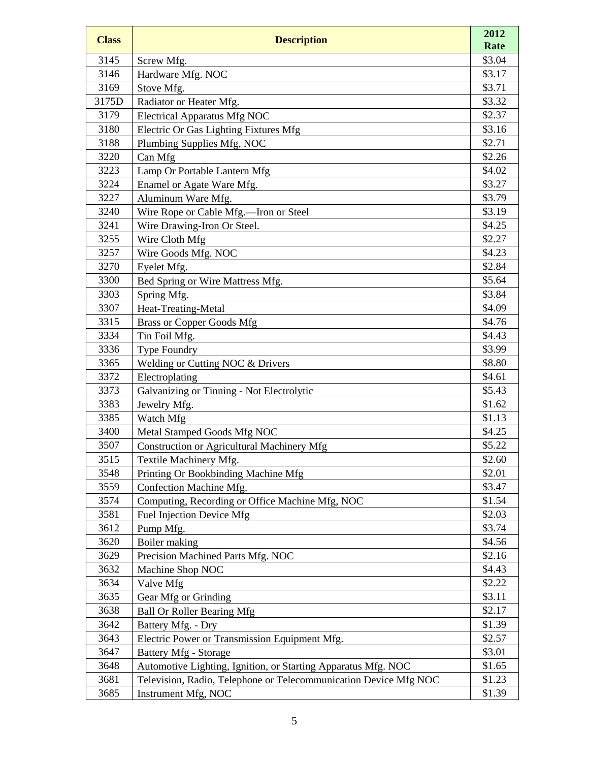| Class | Description | 2012 Rate |
|---|---|---|
| 3145 | Screw Mfg. | $3.04 |
| 3146 | Hardware Mfg. NOC | $3.17 |
| 3169 | Stove Mfg. | $3.71 |
| 3175D | Radiator or Heater Mfg. | $3.32 |
| 3179 | Electrical Apparatus Mfg NOC | $2.37 |
| 3180 | Electric Or Gas Lighting Fixtures Mfg | $3.16 |
| 3188 | Plumbing Supplies Mfg, NOC | $2.71 |
| 3220 | Can Mfg | $2.26 |
| 3223 | Lamp Or Portable Lantern Mfg | $4.02 |
| 3224 | Enamel or Agate Ware Mfg. | $3.27 |
| 3227 | Aluminum Ware Mfg. | $3.79 |
| 3240 | Wire Rope or Cable Mfg.—Iron or Steel | $3.19 |
| 3241 | Wire Drawing-Iron Or Steel. | $4.25 |
| 3255 | Wire Cloth Mfg | $2.27 |
| 3257 | Wire Goods Mfg. NOC | $4.23 |
| 3270 | Eyelet Mfg. | $2.84 |
| 3300 | Bed Spring or Wire Mattress Mfg. | $5.64 |
| 3303 | Spring Mfg. | $3.84 |
| 3307 | Heat-Treating-Metal | $4.09 |
| 3315 | Brass or Copper Goods Mfg | $4.76 |
| 3334 | Tin Foil Mfg. | $4.43 |
| 3336 | Type Foundry | $3.99 |
| 3365 | Welding or Cutting NOC & Drivers | $8.80 |
| 3372 | Electroplating | $4.61 |
| 3373 | Galvanizing or Tinning - Not Electrolytic | $5.43 |
| 3383 | Jewelry Mfg. | $1.62 |
| 3385 | Watch Mfg | $1.13 |
| 3400 | Metal Stamped Goods Mfg NOC | $4.25 |
| 3507 | Construction or Agricultural Machinery Mfg | $5.22 |
| 3515 | Textile Machinery Mfg. | $2.60 |
| 3548 | Printing Or Bookbinding Machine Mfg | $2.01 |
| 3559 | Confection Machine Mfg. | $3.47 |
| 3574 | Computing, Recording or Office Machine Mfg, NOC | $1.54 |
| 3581 | Fuel Injection Device Mfg | $2.03 |
| 3612 | Pump Mfg. | $3.74 |
| 3620 | Boiler making | $4.56 |
| 3629 | Precision Machined Parts Mfg. NOC | $2.16 |
| 3632 | Machine Shop NOC | $4.43 |
| 3634 | Valve Mfg | $2.22 |
| 3635 | Gear Mfg or Grinding | $3.11 |
| 3638 | Ball Or Roller Bearing Mfg | $2.17 |
| 3642 | Battery Mfg. - Dry | $1.39 |
| 3643 | Electric Power or Transmission Equipment Mfg. | $2.57 |
| 3647 | Battery Mfg - Storage | $3.01 |
| 3648 | Automotive Lighting, Ignition, or Starting Apparatus Mfg. NOC | $1.65 |
| 3681 | Television, Radio, Telephone or Telecommunication Device Mfg NOC | $1.23 |
| 3685 | Instrument Mfg, NOC | $1.39 |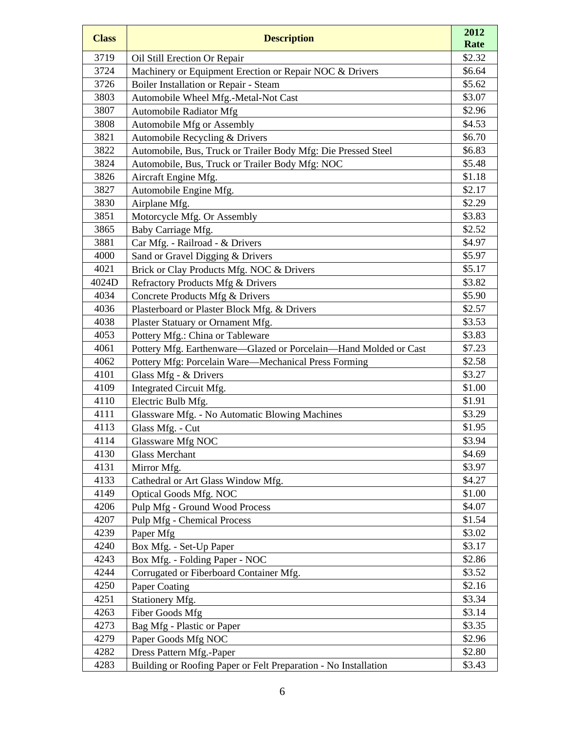| Class | Description | 2012 Rate |
|---|---|---|
| 3719 | Oil Still Erection Or Repair | $2.32 |
| 3724 | Machinery or Equipment Erection or Repair NOC & Drivers | $6.64 |
| 3726 | Boiler Installation or Repair - Steam | $5.62 |
| 3803 | Automobile Wheel Mfg.-Metal-Not Cast | $3.07 |
| 3807 | Automobile Radiator Mfg | $2.96 |
| 3808 | Automobile Mfg or Assembly | $4.53 |
| 3821 | Automobile Recycling & Drivers | $6.70 |
| 3822 | Automobile, Bus, Truck or Trailer Body Mfg: Die Pressed Steel | $6.83 |
| 3824 | Automobile, Bus, Truck or Trailer Body Mfg: NOC | $5.48 |
| 3826 | Aircraft Engine Mfg. | $1.18 |
| 3827 | Automobile Engine Mfg. | $2.17 |
| 3830 | Airplane Mfg. | $2.29 |
| 3851 | Motorcycle Mfg. Or Assembly | $3.83 |
| 3865 | Baby Carriage Mfg. | $2.52 |
| 3881 | Car Mfg. - Railroad - & Drivers | $4.97 |
| 4000 | Sand or Gravel Digging & Drivers | $5.97 |
| 4021 | Brick or Clay Products Mfg. NOC & Drivers | $5.17 |
| 4024D | Refractory Products Mfg & Drivers | $3.82 |
| 4034 | Concrete Products Mfg & Drivers | $5.90 |
| 4036 | Plasterboard or Plaster Block Mfg. & Drivers | $2.57 |
| 4038 | Plaster Statuary or Ornament Mfg. | $3.53 |
| 4053 | Pottery Mfg.: China or Tableware | $3.83 |
| 4061 | Pottery Mfg. Earthenware—Glazed or Porcelain—Hand Molded or Cast | $7.23 |
| 4062 | Pottery Mfg: Porcelain Ware—Mechanical Press Forming | $2.58 |
| 4101 | Glass Mfg - & Drivers | $3.27 |
| 4109 | Integrated Circuit Mfg. | $1.00 |
| 4110 | Electric Bulb Mfg. | $1.91 |
| 4111 | Glassware Mfg. - No Automatic Blowing Machines | $3.29 |
| 4113 | Glass Mfg. - Cut | $1.95 |
| 4114 | Glassware Mfg NOC | $3.94 |
| 4130 | Glass Merchant | $4.69 |
| 4131 | Mirror Mfg. | $3.97 |
| 4133 | Cathedral or Art Glass Window Mfg. | $4.27 |
| 4149 | Optical Goods Mfg. NOC | $1.00 |
| 4206 | Pulp Mfg - Ground Wood Process | $4.07 |
| 4207 | Pulp Mfg - Chemical Process | $1.54 |
| 4239 | Paper Mfg | $3.02 |
| 4240 | Box Mfg. - Set-Up Paper | $3.17 |
| 4243 | Box Mfg. - Folding Paper - NOC | $2.86 |
| 4244 | Corrugated or Fiberboard Container Mfg. | $3.52 |
| 4250 | Paper Coating | $2.16 |
| 4251 | Stationery Mfg. | $3.34 |
| 4263 | Fiber Goods Mfg | $3.14 |
| 4273 | Bag Mfg - Plastic or Paper | $3.35 |
| 4279 | Paper Goods Mfg NOC | $2.96 |
| 4282 | Dress Pattern Mfg.-Paper | $2.80 |
| 4283 | Building or Roofing Paper or Felt Preparation - No Installation | $3.43 |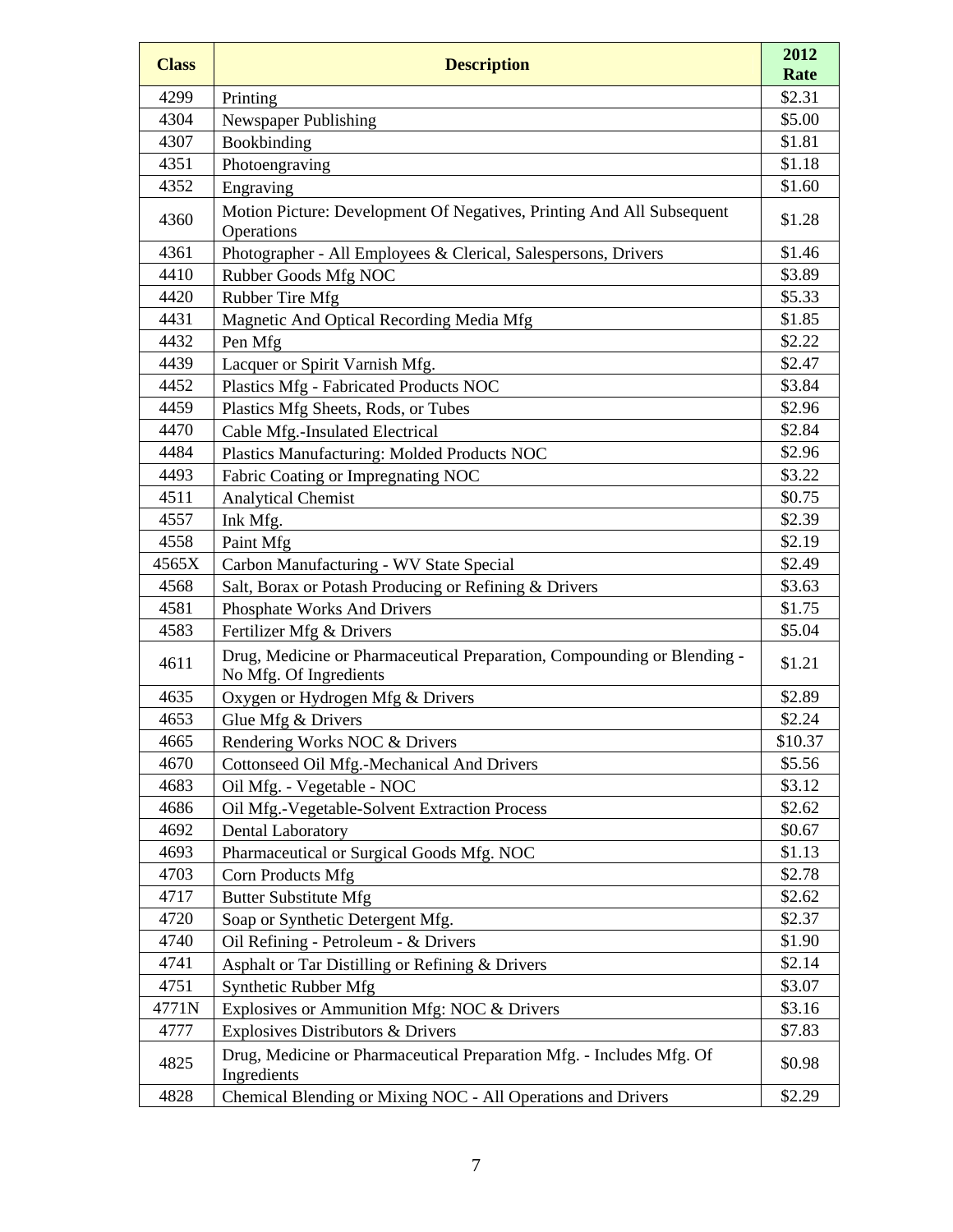| Class | Description | 2012 Rate |
|---|---|---|
| 4299 | Printing | $2.31 |
| 4304 | Newspaper Publishing | $5.00 |
| 4307 | Bookbinding | $1.81 |
| 4351 | Photoengraving | $1.18 |
| 4352 | Engraving | $1.60 |
| 4360 | Motion Picture: Development Of Negatives, Printing And All Subsequent Operations | $1.28 |
| 4361 | Photographer - All Employees & Clerical, Salespersons, Drivers | $1.46 |
| 4410 | Rubber Goods Mfg NOC | $3.89 |
| 4420 | Rubber Tire Mfg | $5.33 |
| 4431 | Magnetic And Optical Recording Media Mfg | $1.85 |
| 4432 | Pen Mfg | $2.22 |
| 4439 | Lacquer or Spirit Varnish Mfg. | $2.47 |
| 4452 | Plastics Mfg - Fabricated Products NOC | $3.84 |
| 4459 | Plastics Mfg Sheets, Rods, or Tubes | $2.96 |
| 4470 | Cable Mfg.-Insulated Electrical | $2.84 |
| 4484 | Plastics Manufacturing: Molded Products NOC | $2.96 |
| 4493 | Fabric Coating or Impregnating NOC | $3.22 |
| 4511 | Analytical Chemist | $0.75 |
| 4557 | Ink Mfg. | $2.39 |
| 4558 | Paint Mfg | $2.19 |
| 4565X | Carbon Manufacturing - WV State Special | $2.49 |
| 4568 | Salt, Borax or Potash Producing or Refining & Drivers | $3.63 |
| 4581 | Phosphate Works And Drivers | $1.75 |
| 4583 | Fertilizer Mfg & Drivers | $5.04 |
| 4611 | Drug, Medicine or Pharmaceutical Preparation, Compounding or Blending - No Mfg. Of Ingredients | $1.21 |
| 4635 | Oxygen or Hydrogen Mfg & Drivers | $2.89 |
| 4653 | Glue Mfg & Drivers | $2.24 |
| 4665 | Rendering Works NOC & Drivers | $10.37 |
| 4670 | Cottonseed Oil Mfg.-Mechanical And Drivers | $5.56 |
| 4683 | Oil Mfg. - Vegetable - NOC | $3.12 |
| 4686 | Oil Mfg.-Vegetable-Solvent Extraction Process | $2.62 |
| 4692 | Dental Laboratory | $0.67 |
| 4693 | Pharmaceutical or Surgical Goods Mfg. NOC | $1.13 |
| 4703 | Corn Products Mfg | $2.78 |
| 4717 | Butter Substitute Mfg | $2.62 |
| 4720 | Soap or Synthetic Detergent Mfg. | $2.37 |
| 4740 | Oil Refining - Petroleum - & Drivers | $1.90 |
| 4741 | Asphalt or Tar Distilling or Refining & Drivers | $2.14 |
| 4751 | Synthetic Rubber Mfg | $3.07 |
| 4771N | Explosives or Ammunition Mfg: NOC & Drivers | $3.16 |
| 4777 | Explosives Distributors & Drivers | $7.83 |
| 4825 | Drug, Medicine or Pharmaceutical Preparation Mfg. - Includes Mfg. Of Ingredients | $0.98 |
| 4828 | Chemical Blending or Mixing NOC - All Operations and Drivers | $2.29 |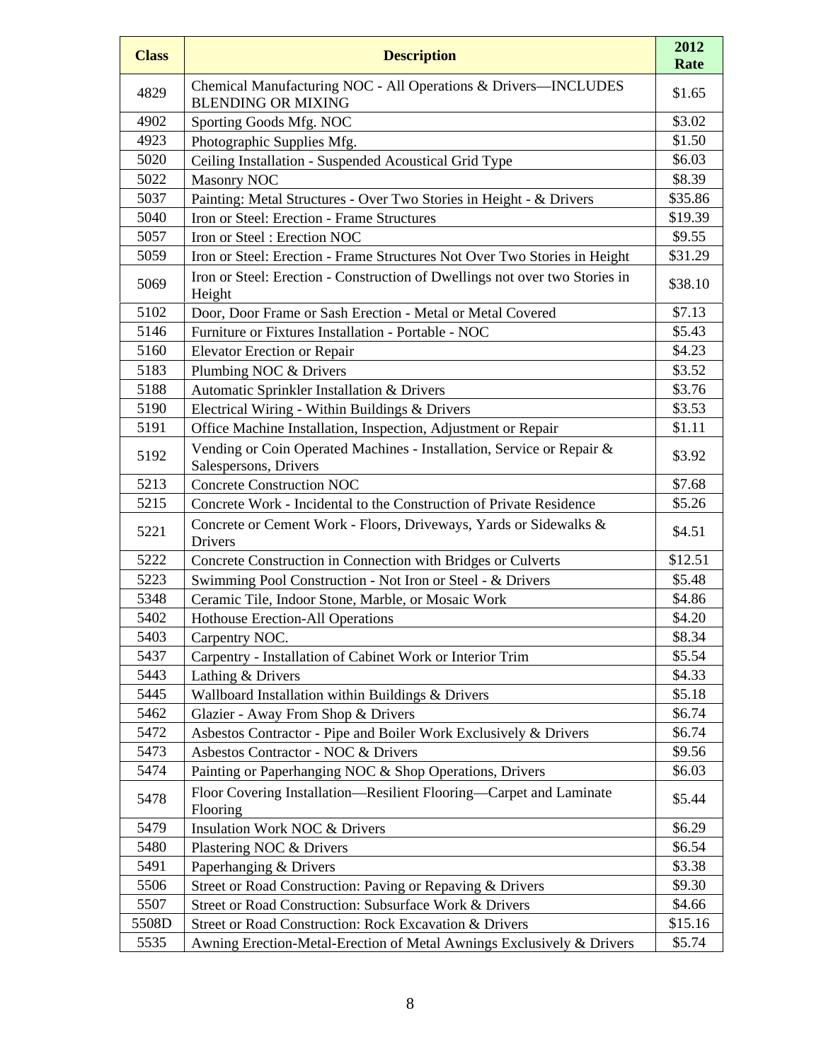| Class | Description | 2012 Rate |
|---|---|---|
| 4829 | Chemical Manufacturing NOC - All Operations & Drivers—INCLUDES BLENDING OR MIXING | $1.65 |
| 4902 | Sporting Goods Mfg. NOC | $3.02 |
| 4923 | Photographic Supplies Mfg. | $1.50 |
| 5020 | Ceiling Installation - Suspended Acoustical Grid Type | $6.03 |
| 5022 | Masonry NOC | $8.39 |
| 5037 | Painting: Metal Structures - Over Two Stories in Height - & Drivers | $35.86 |
| 5040 | Iron or Steel: Erection - Frame Structures | $19.39 |
| 5057 | Iron or Steel : Erection NOC | $9.55 |
| 5059 | Iron or Steel: Erection - Frame Structures Not Over Two Stories in Height | $31.29 |
| 5069 | Iron or Steel: Erection - Construction of Dwellings not over two Stories in Height | $38.10 |
| 5102 | Door, Door Frame or Sash Erection - Metal or Metal Covered | $7.13 |
| 5146 | Furniture or Fixtures Installation - Portable - NOC | $5.43 |
| 5160 | Elevator Erection or Repair | $4.23 |
| 5183 | Plumbing NOC & Drivers | $3.52 |
| 5188 | Automatic Sprinkler Installation & Drivers | $3.76 |
| 5190 | Electrical Wiring - Within Buildings & Drivers | $3.53 |
| 5191 | Office Machine Installation, Inspection, Adjustment or Repair | $1.11 |
| 5192 | Vending or Coin Operated Machines - Installation, Service or Repair & Salespersons, Drivers | $3.92 |
| 5213 | Concrete Construction NOC | $7.68 |
| 5215 | Concrete Work - Incidental to the Construction of Private Residence | $5.26 |
| 5221 | Concrete or Cement Work - Floors, Driveways, Yards or Sidewalks & Drivers | $4.51 |
| 5222 | Concrete Construction in Connection with Bridges or Culverts | $12.51 |
| 5223 | Swimming Pool Construction - Not Iron or Steel - & Drivers | $5.48 |
| 5348 | Ceramic Tile, Indoor Stone, Marble, or Mosaic Work | $4.86 |
| 5402 | Hothouse Erection-All Operations | $4.20 |
| 5403 | Carpentry NOC. | $8.34 |
| 5437 | Carpentry - Installation of Cabinet Work or Interior Trim | $5.54 |
| 5443 | Lathing & Drivers | $4.33 |
| 5445 | Wallboard Installation within Buildings & Drivers | $5.18 |
| 5462 | Glazier - Away From Shop & Drivers | $6.74 |
| 5472 | Asbestos Contractor - Pipe and Boiler Work Exclusively & Drivers | $6.74 |
| 5473 | Asbestos Contractor - NOC & Drivers | $9.56 |
| 5474 | Painting or Paperhanging NOC & Shop Operations, Drivers | $6.03 |
| 5478 | Floor Covering Installation—Resilient Flooring—Carpet and Laminate Flooring | $5.44 |
| 5479 | Insulation Work NOC & Drivers | $6.29 |
| 5480 | Plastering NOC & Drivers | $6.54 |
| 5491 | Paperhanging & Drivers | $3.38 |
| 5506 | Street or Road Construction: Paving or Repaving & Drivers | $9.30 |
| 5507 | Street or Road Construction: Subsurface Work & Drivers | $4.66 |
| 5508D | Street or Road Construction: Rock Excavation & Drivers | $15.16 |
| 5535 | Awning Erection-Metal-Erection of Metal Awnings Exclusively & Drivers | $5.74 |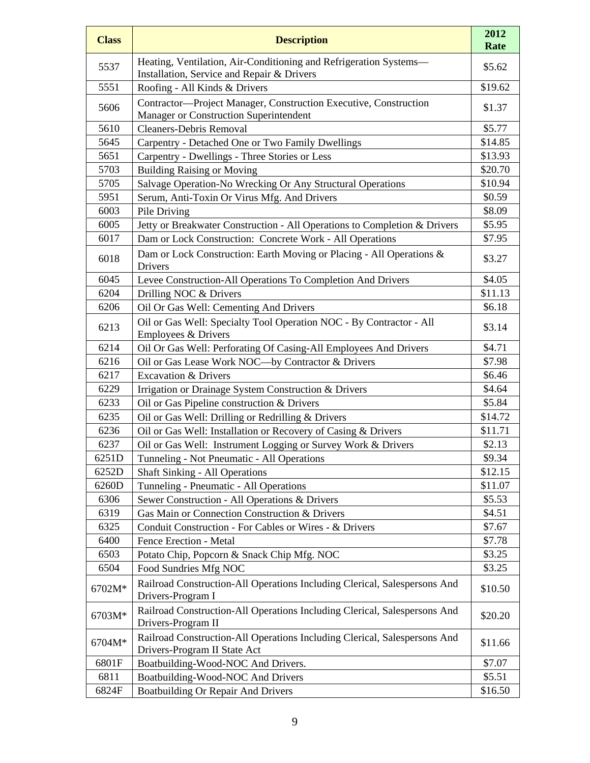| Class | Description | 2012 Rate |
| --- | --- | --- |
| 5537 | Heating, Ventilation, Air-Conditioning and Refrigeration Systems—Installation, Service and Repair & Drivers | $5.62 |
| 5551 | Roofing - All Kinds & Drivers | $19.62 |
| 5606 | Contractor—Project Manager, Construction Executive, Construction Manager or Construction Superintendent | $1.37 |
| 5610 | Cleaners-Debris Removal | $5.77 |
| 5645 | Carpentry - Detached One or Two Family Dwellings | $14.85 |
| 5651 | Carpentry - Dwellings - Three Stories or Less | $13.93 |
| 5703 | Building Raising or Moving | $20.70 |
| 5705 | Salvage Operation-No Wrecking Or Any Structural Operations | $10.94 |
| 5951 | Serum, Anti-Toxin Or Virus Mfg. And Drivers | $0.59 |
| 6003 | Pile Driving | $8.09 |
| 6005 | Jetty or Breakwater Construction - All Operations to Completion & Drivers | $5.95 |
| 6017 | Dam or Lock Construction: Concrete Work - All Operations | $7.95 |
| 6018 | Dam or Lock Construction: Earth Moving or Placing - All Operations & Drivers | $3.27 |
| 6045 | Levee Construction-All Operations To Completion And Drivers | $4.05 |
| 6204 | Drilling NOC & Drivers | $11.13 |
| 6206 | Oil Or Gas Well: Cementing And Drivers | $6.18 |
| 6213 | Oil or Gas Well: Specialty Tool Operation NOC - By Contractor - All Employees & Drivers | $3.14 |
| 6214 | Oil Or Gas Well: Perforating Of Casing-All Employees And Drivers | $4.71 |
| 6216 | Oil or Gas Lease Work NOC—by Contractor & Drivers | $7.98 |
| 6217 | Excavation & Drivers | $6.46 |
| 6229 | Irrigation or Drainage System Construction & Drivers | $4.64 |
| 6233 | Oil or Gas Pipeline construction & Drivers | $5.84 |
| 6235 | Oil or Gas Well: Drilling or Redrilling & Drivers | $14.72 |
| 6236 | Oil or Gas Well: Installation or Recovery of Casing & Drivers | $11.71 |
| 6237 | Oil or Gas Well: Instrument Logging or Survey Work & Drivers | $2.13 |
| 6251D | Tunneling - Not Pneumatic - All Operations | $9.34 |
| 6252D | Shaft Sinking - All Operations | $12.15 |
| 6260D | Tunneling - Pneumatic - All Operations | $11.07 |
| 6306 | Sewer Construction - All Operations & Drivers | $5.53 |
| 6319 | Gas Main or Connection Construction & Drivers | $4.51 |
| 6325 | Conduit Construction - For Cables or Wires - & Drivers | $7.67 |
| 6400 | Fence Erection - Metal | $7.78 |
| 6503 | Potato Chip, Popcorn & Snack Chip Mfg. NOC | $3.25 |
| 6504 | Food Sundries Mfg NOC | $3.25 |
| 6702M* | Railroad Construction-All Operations Including Clerical, Salespersons And Drivers-Program I | $10.50 |
| 6703M* | Railroad Construction-All Operations Including Clerical, Salespersons And Drivers-Program II | $20.20 |
| 6704M* | Railroad Construction-All Operations Including Clerical, Salespersons And Drivers-Program II State Act | $11.66 |
| 6801F | Boatbuilding-Wood-NOC And Drivers. | $7.07 |
| 6811 | Boatbuilding-Wood-NOC And Drivers | $5.51 |
| 6824F | Boatbuilding Or Repair And Drivers | $16.50 |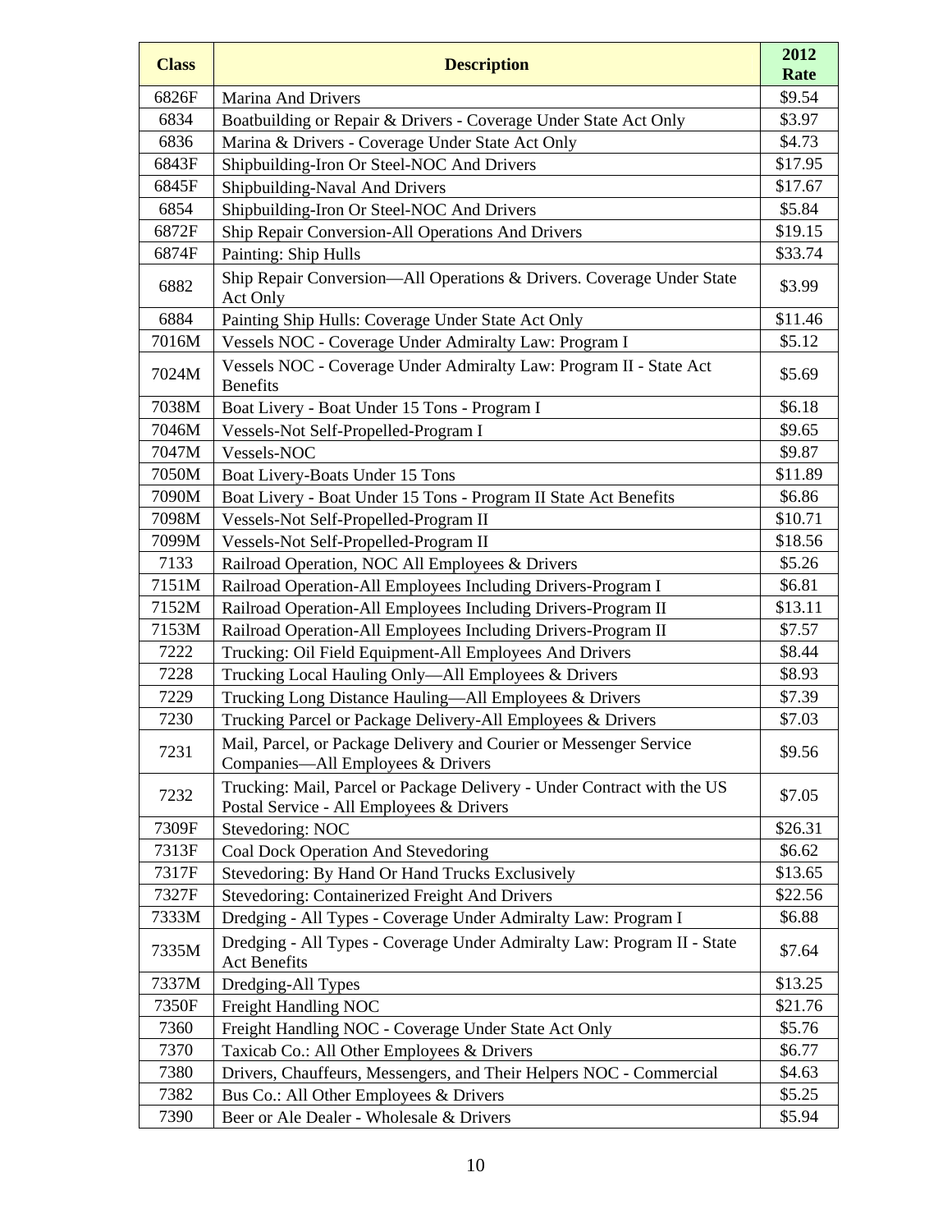| Class | Description | 2012 Rate |
|---|---|---|
| 6826F | Marina And Drivers | $9.54 |
| 6834 | Boatbuilding or Repair & Drivers - Coverage Under State Act Only | $3.97 |
| 6836 | Marina & Drivers - Coverage Under State Act Only | $4.73 |
| 6843F | Shipbuilding-Iron Or Steel-NOC And Drivers | $17.95 |
| 6845F | Shipbuilding-Naval And Drivers | $17.67 |
| 6854 | Shipbuilding-Iron Or Steel-NOC And Drivers | $5.84 |
| 6872F | Ship Repair Conversion-All Operations And Drivers | $19.15 |
| 6874F | Painting: Ship Hulls | $33.74 |
| 6882 | Ship Repair Conversion—All Operations & Drivers. Coverage Under State Act Only | $3.99 |
| 6884 | Painting Ship Hulls: Coverage Under State Act Only | $11.46 |
| 7016M | Vessels NOC - Coverage Under Admiralty Law: Program I | $5.12 |
| 7024M | Vessels NOC - Coverage Under Admiralty Law: Program II - State Act Benefits | $5.69 |
| 7038M | Boat Livery - Boat Under 15 Tons - Program I | $6.18 |
| 7046M | Vessels-Not Self-Propelled-Program I | $9.65 |
| 7047M | Vessels-NOC | $9.87 |
| 7050M | Boat Livery-Boats Under 15 Tons | $11.89 |
| 7090M | Boat Livery - Boat Under 15 Tons - Program II State Act Benefits | $6.86 |
| 7098M | Vessels-Not Self-Propelled-Program II | $10.71 |
| 7099M | Vessels-Not Self-Propelled-Program II | $18.56 |
| 7133 | Railroad Operation, NOC All Employees & Drivers | $5.26 |
| 7151M | Railroad Operation-All Employees Including Drivers-Program I | $6.81 |
| 7152M | Railroad Operation-All Employees Including Drivers-Program II | $13.11 |
| 7153M | Railroad Operation-All Employees Including Drivers-Program II | $7.57 |
| 7222 | Trucking: Oil Field Equipment-All Employees And Drivers | $8.44 |
| 7228 | Trucking Local Hauling Only—All Employees & Drivers | $8.93 |
| 7229 | Trucking Long Distance Hauling—All Employees & Drivers | $7.39 |
| 7230 | Trucking Parcel or Package Delivery-All Employees & Drivers | $7.03 |
| 7231 | Mail, Parcel, or Package Delivery and Courier or Messenger Service Companies—All Employees & Drivers | $9.56 |
| 7232 | Trucking: Mail, Parcel or Package Delivery - Under Contract with the US Postal Service - All Employees & Drivers | $7.05 |
| 7309F | Stevedoring: NOC | $26.31 |
| 7313F | Coal Dock Operation And Stevedoring | $6.62 |
| 7317F | Stevedoring: By Hand Or Hand Trucks Exclusively | $13.65 |
| 7327F | Stevedoring: Containerized Freight And Drivers | $22.56 |
| 7333M | Dredging - All Types - Coverage Under Admiralty Law: Program I | $6.88 |
| 7335M | Dredging - All Types - Coverage Under Admiralty Law: Program II - State Act Benefits | $7.64 |
| 7337M | Dredging-All Types | $13.25 |
| 7350F | Freight Handling NOC | $21.76 |
| 7360 | Freight Handling NOC - Coverage Under State Act Only | $5.76 |
| 7370 | Taxicab Co.: All Other Employees & Drivers | $6.77 |
| 7380 | Drivers, Chauffeurs, Messengers, and Their Helpers NOC - Commercial | $4.63 |
| 7382 | Bus Co.: All Other Employees & Drivers | $5.25 |
| 7390 | Beer or Ale Dealer - Wholesale & Drivers | $5.94 |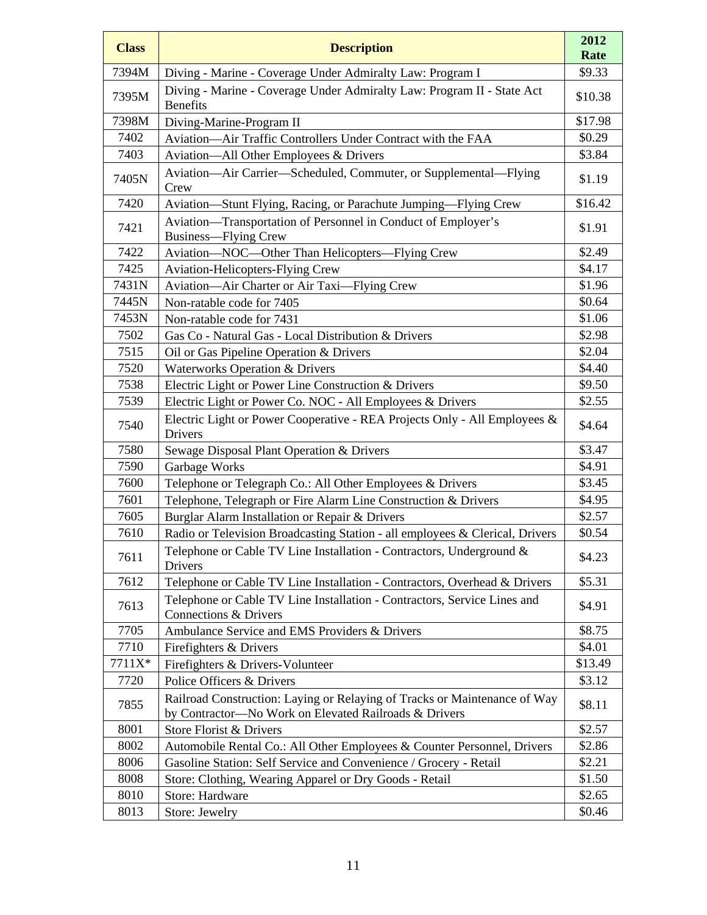| Class | Description | 2012 Rate |
|---|---|---|
| 7394M | Diving - Marine - Coverage Under Admiralty Law: Program I | $9.33 |
| 7395M | Diving - Marine - Coverage Under Admiralty Law: Program II - State Act Benefits | $10.38 |
| 7398M | Diving-Marine-Program II | $17.98 |
| 7402 | Aviation—Air Traffic Controllers Under Contract with the FAA | $0.29 |
| 7403 | Aviation—All Other Employees & Drivers | $3.84 |
| 7405N | Aviation—Air Carrier—Scheduled, Commuter, or Supplemental—Flying Crew | $1.19 |
| 7420 | Aviation—Stunt Flying, Racing, or Parachute Jumping—Flying Crew | $16.42 |
| 7421 | Aviation—Transportation of Personnel in Conduct of Employer's Business—Flying Crew | $1.91 |
| 7422 | Aviation—NOC—Other Than Helicopters—Flying Crew | $2.49 |
| 7425 | Aviation-Helicopters-Flying Crew | $4.17 |
| 7431N | Aviation—Air Charter or Air Taxi—Flying Crew | $1.96 |
| 7445N | Non-ratable code for 7405 | $0.64 |
| 7453N | Non-ratable code for 7431 | $1.06 |
| 7502 | Gas Co - Natural Gas - Local Distribution & Drivers | $2.98 |
| 7515 | Oil or Gas Pipeline Operation & Drivers | $2.04 |
| 7520 | Waterworks Operation & Drivers | $4.40 |
| 7538 | Electric Light or Power Line Construction & Drivers | $9.50 |
| 7539 | Electric Light or Power Co. NOC - All Employees & Drivers | $2.55 |
| 7540 | Electric Light or Power Cooperative - REA Projects Only - All Employees & Drivers | $4.64 |
| 7580 | Sewage Disposal Plant Operation & Drivers | $3.47 |
| 7590 | Garbage Works | $4.91 |
| 7600 | Telephone or Telegraph Co.: All Other Employees & Drivers | $3.45 |
| 7601 | Telephone, Telegraph or Fire Alarm Line Construction & Drivers | $4.95 |
| 7605 | Burglar Alarm Installation or Repair & Drivers | $2.57 |
| 7610 | Radio or Television Broadcasting Station - all employees & Clerical, Drivers | $0.54 |
| 7611 | Telephone or Cable TV Line Installation - Contractors, Underground & Drivers | $4.23 |
| 7612 | Telephone or Cable TV Line Installation - Contractors, Overhead & Drivers | $5.31 |
| 7613 | Telephone or Cable TV Line Installation - Contractors, Service Lines and Connections & Drivers | $4.91 |
| 7705 | Ambulance Service and EMS Providers & Drivers | $8.75 |
| 7710 | Firefighters & Drivers | $4.01 |
| 7711X* | Firefighters & Drivers-Volunteer | $13.49 |
| 7720 | Police Officers & Drivers | $3.12 |
| 7855 | Railroad Construction: Laying or Relaying of Tracks or Maintenance of Way by Contractor—No Work on Elevated Railroads & Drivers | $8.11 |
| 8001 | Store Florist & Drivers | $2.57 |
| 8002 | Automobile Rental Co.: All Other Employees & Counter Personnel, Drivers | $2.86 |
| 8006 | Gasoline Station: Self Service and Convenience / Grocery - Retail | $2.21 |
| 8008 | Store: Clothing, Wearing Apparel or Dry Goods - Retail | $1.50 |
| 8010 | Store: Hardware | $2.65 |
| 8013 | Store: Jewelry | $0.46 |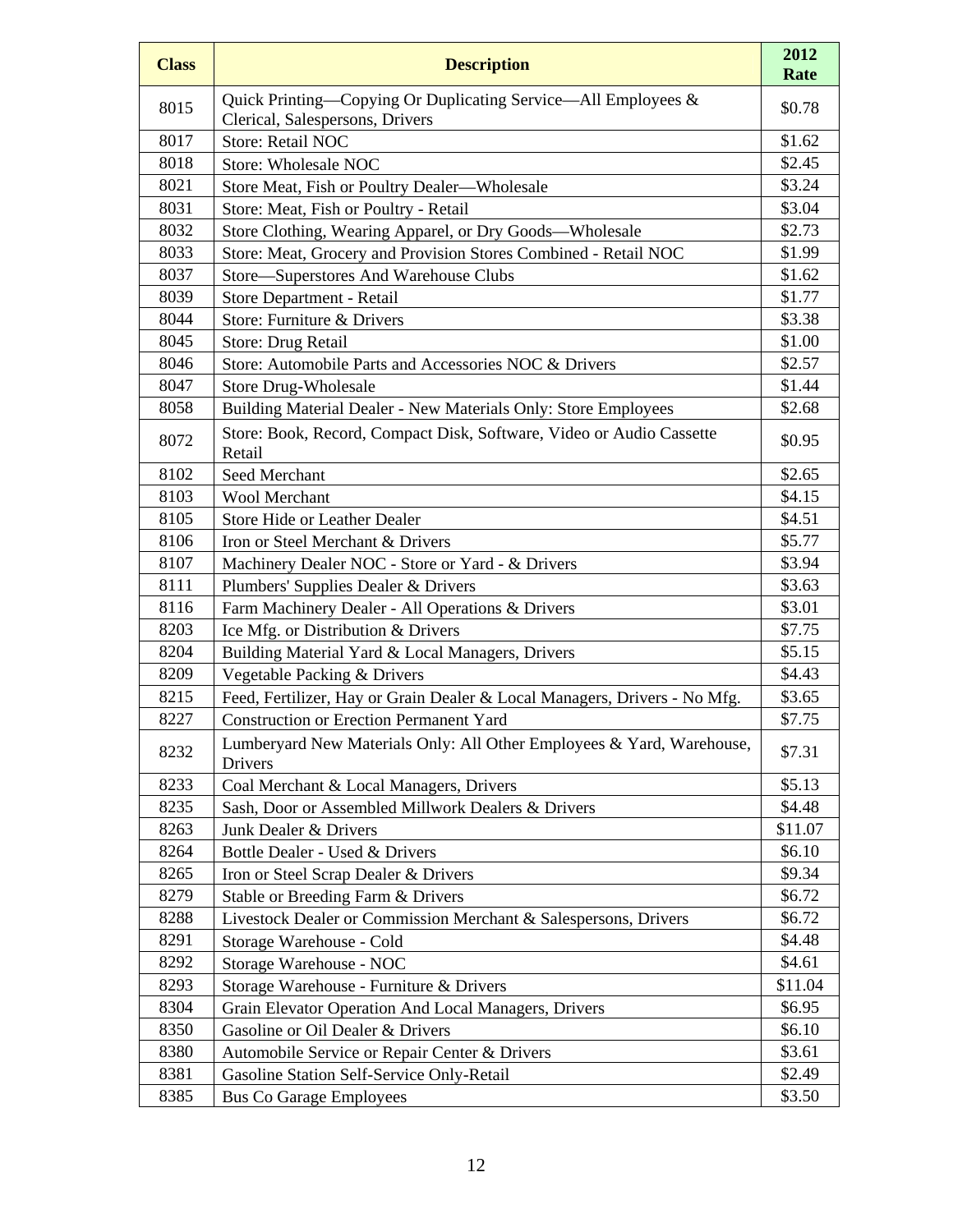| Class | Description | 2012 Rate |
|---|---|---|
| 8015 | Quick Printing—Copying Or Duplicating Service—All Employees & Clerical, Salespersons, Drivers | $0.78 |
| 8017 | Store: Retail NOC | $1.62 |
| 8018 | Store: Wholesale NOC | $2.45 |
| 8021 | Store Meat, Fish or Poultry Dealer—Wholesale | $3.24 |
| 8031 | Store: Meat, Fish or Poultry - Retail | $3.04 |
| 8032 | Store Clothing, Wearing Apparel, or Dry Goods—Wholesale | $2.73 |
| 8033 | Store: Meat, Grocery and Provision Stores Combined - Retail NOC | $1.99 |
| 8037 | Store—Superstores And Warehouse Clubs | $1.62 |
| 8039 | Store Department - Retail | $1.77 |
| 8044 | Store: Furniture & Drivers | $3.38 |
| 8045 | Store: Drug Retail | $1.00 |
| 8046 | Store: Automobile Parts and Accessories NOC & Drivers | $2.57 |
| 8047 | Store Drug-Wholesale | $1.44 |
| 8058 | Building Material Dealer - New Materials Only: Store Employees | $2.68 |
| 8072 | Store: Book, Record, Compact Disk, Software, Video or Audio Cassette Retail | $0.95 |
| 8102 | Seed Merchant | $2.65 |
| 8103 | Wool Merchant | $4.15 |
| 8105 | Store Hide or Leather Dealer | $4.51 |
| 8106 | Iron or Steel Merchant & Drivers | $5.77 |
| 8107 | Machinery Dealer NOC - Store or Yard - & Drivers | $3.94 |
| 8111 | Plumbers' Supplies Dealer & Drivers | $3.63 |
| 8116 | Farm Machinery Dealer - All Operations & Drivers | $3.01 |
| 8203 | Ice Mfg. or Distribution & Drivers | $7.75 |
| 8204 | Building Material Yard & Local Managers, Drivers | $5.15 |
| 8209 | Vegetable Packing & Drivers | $4.43 |
| 8215 | Feed, Fertilizer, Hay or Grain Dealer & Local Managers, Drivers - No Mfg. | $3.65 |
| 8227 | Construction or Erection Permanent Yard | $7.75 |
| 8232 | Lumberyard New Materials Only: All Other Employees & Yard, Warehouse, Drivers | $7.31 |
| 8233 | Coal Merchant & Local Managers, Drivers | $5.13 |
| 8235 | Sash, Door or Assembled Millwork Dealers & Drivers | $4.48 |
| 8263 | Junk Dealer & Drivers | $11.07 |
| 8264 | Bottle Dealer - Used & Drivers | $6.10 |
| 8265 | Iron or Steel Scrap Dealer & Drivers | $9.34 |
| 8279 | Stable or Breeding Farm & Drivers | $6.72 |
| 8288 | Livestock Dealer or Commission Merchant & Salespersons, Drivers | $6.72 |
| 8291 | Storage Warehouse - Cold | $4.48 |
| 8292 | Storage Warehouse - NOC | $4.61 |
| 8293 | Storage Warehouse - Furniture & Drivers | $11.04 |
| 8304 | Grain Elevator Operation And Local Managers, Drivers | $6.95 |
| 8350 | Gasoline or Oil Dealer & Drivers | $6.10 |
| 8380 | Automobile Service or Repair Center & Drivers | $3.61 |
| 8381 | Gasoline Station Self-Service Only-Retail | $2.49 |
| 8385 | Bus Co Garage Employees | $3.50 |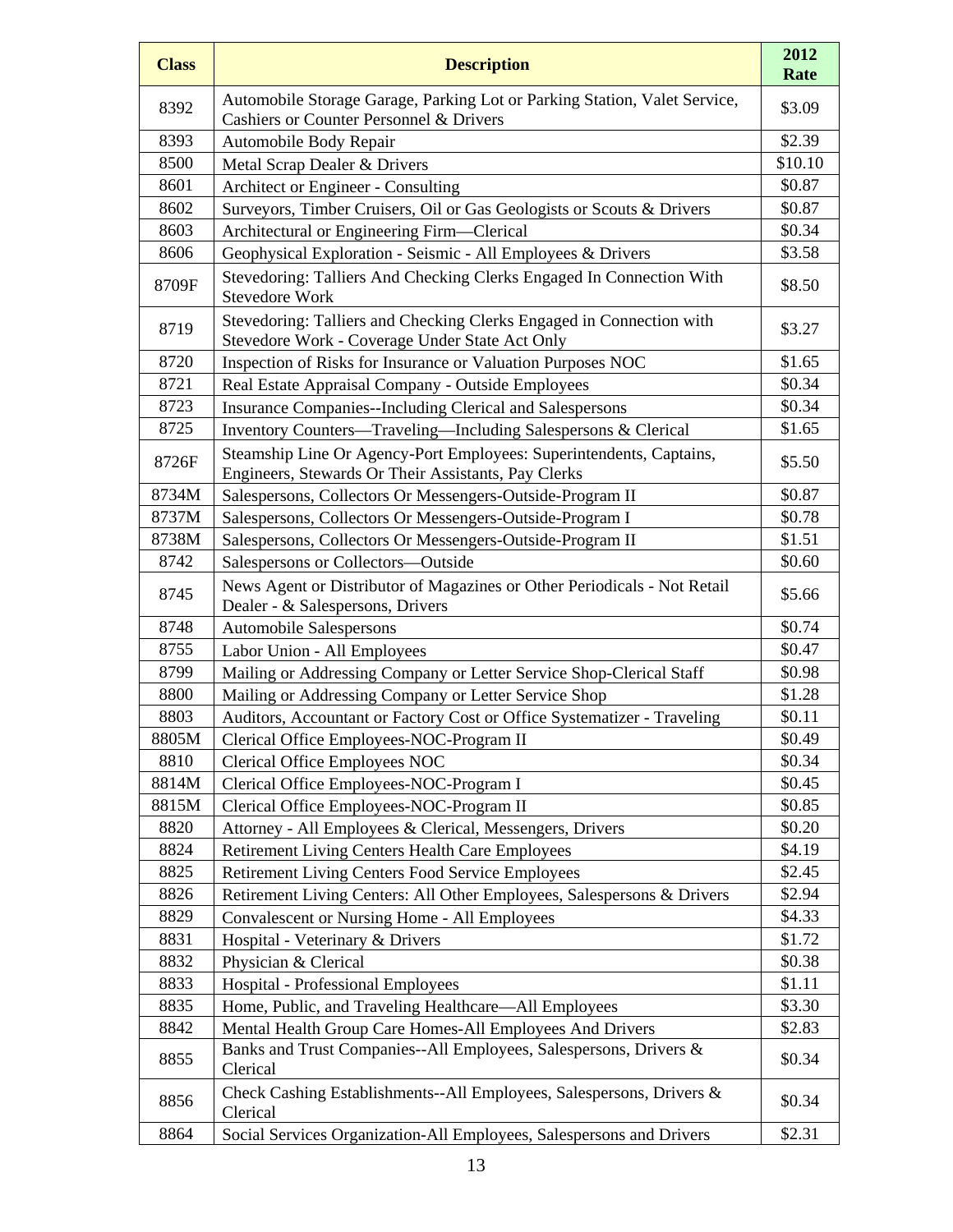| Class | Description | 2012 Rate |
|---|---|---|
| 8392 | Automobile Storage Garage, Parking Lot or Parking Station, Valet Service, Cashiers or Counter Personnel & Drivers | $3.09 |
| 8393 | Automobile Body Repair | $2.39 |
| 8500 | Metal Scrap Dealer & Drivers | $10.10 |
| 8601 | Architect or Engineer - Consulting | $0.87 |
| 8602 | Surveyors, Timber Cruisers, Oil or Gas Geologists or Scouts & Drivers | $0.87 |
| 8603 | Architectural or Engineering Firm—Clerical | $0.34 |
| 8606 | Geophysical Exploration - Seismic - All Employees & Drivers | $3.58 |
| 8709F | Stevedoring: Talliers And Checking Clerks Engaged In Connection With Stevedore Work | $8.50 |
| 8719 | Stevedoring: Talliers and Checking Clerks Engaged in Connection with Stevedore Work - Coverage Under State Act Only | $3.27 |
| 8720 | Inspection of Risks for Insurance or Valuation Purposes NOC | $1.65 |
| 8721 | Real Estate Appraisal Company - Outside Employees | $0.34 |
| 8723 | Insurance Companies--Including Clerical and Salespersons | $0.34 |
| 8725 | Inventory Counters—Traveling—Including Salespersons & Clerical | $1.65 |
| 8726F | Steamship Line Or Agency-Port Employees: Superintendents, Captains, Engineers, Stewards Or Their Assistants, Pay Clerks | $5.50 |
| 8734M | Salespersons, Collectors Or Messengers-Outside-Program II | $0.87 |
| 8737M | Salespersons, Collectors Or Messengers-Outside-Program I | $0.78 |
| 8738M | Salespersons, Collectors Or Messengers-Outside-Program II | $1.51 |
| 8742 | Salespersons or Collectors—Outside | $0.60 |
| 8745 | News Agent or Distributor of Magazines or Other Periodicals - Not Retail Dealer - & Salespersons, Drivers | $5.66 |
| 8748 | Automobile Salespersons | $0.74 |
| 8755 | Labor Union - All Employees | $0.47 |
| 8799 | Mailing or Addressing Company or Letter Service Shop-Clerical Staff | $0.98 |
| 8800 | Mailing or Addressing Company or Letter Service Shop | $1.28 |
| 8803 | Auditors, Accountant or Factory Cost or Office Systematizer - Traveling | $0.11 |
| 8805M | Clerical Office Employees-NOC-Program II | $0.49 |
| 8810 | Clerical Office Employees NOC | $0.34 |
| 8814M | Clerical Office Employees-NOC-Program I | $0.45 |
| 8815M | Clerical Office Employees-NOC-Program II | $0.85 |
| 8820 | Attorney - All Employees & Clerical, Messengers, Drivers | $0.20 |
| 8824 | Retirement Living Centers Health Care Employees | $4.19 |
| 8825 | Retirement Living Centers Food Service Employees | $2.45 |
| 8826 | Retirement Living Centers: All Other Employees, Salespersons & Drivers | $2.94 |
| 8829 | Convalescent or Nursing Home - All Employees | $4.33 |
| 8831 | Hospital - Veterinary & Drivers | $1.72 |
| 8832 | Physician & Clerical | $0.38 |
| 8833 | Hospital - Professional Employees | $1.11 |
| 8835 | Home, Public, and Traveling Healthcare—All Employees | $3.30 |
| 8842 | Mental Health Group Care Homes-All Employees And Drivers | $2.83 |
| 8855 | Banks and Trust Companies--All Employees, Salespersons, Drivers & Clerical | $0.34 |
| 8856 | Check Cashing Establishments--All Employees, Salespersons, Drivers & Clerical | $0.34 |
| 8864 | Social Services Organization-All Employees, Salespersons and Drivers | $2.31 |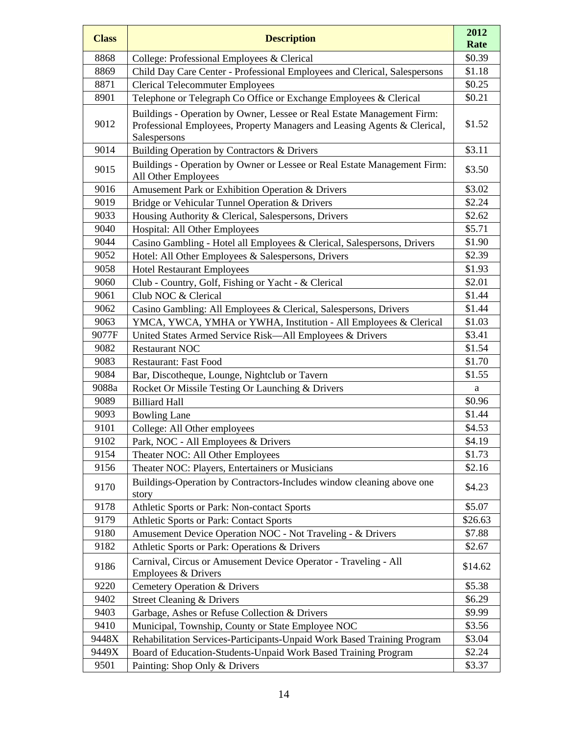| Class | Description | 2012 Rate |
|---|---|---|
| 8868 | College: Professional Employees & Clerical | $0.39 |
| 8869 | Child Day Care Center - Professional Employees and Clerical, Salespersons | $1.18 |
| 8871 | Clerical Telecommuter Employees | $0.25 |
| 8901 | Telephone or Telegraph Co Office or Exchange Employees & Clerical | $0.21 |
| 9012 | Buildings - Operation by Owner, Lessee or Real Estate Management Firm: Professional Employees, Property Managers and Leasing Agents & Clerical, Salespersons | $1.52 |
| 9014 | Building Operation by Contractors & Drivers | $3.11 |
| 9015 | Buildings - Operation by Owner or Lessee or Real Estate Management Firm: All Other Employees | $3.50 |
| 9016 | Amusement Park or Exhibition Operation & Drivers | $3.02 |
| 9019 | Bridge or Vehicular Tunnel Operation & Drivers | $2.24 |
| 9033 | Housing Authority & Clerical, Salespersons, Drivers | $2.62 |
| 9040 | Hospital: All Other Employees | $5.71 |
| 9044 | Casino Gambling - Hotel all Employees & Clerical, Salespersons, Drivers | $1.90 |
| 9052 | Hotel: All Other Employees & Salespersons, Drivers | $2.39 |
| 9058 | Hotel Restaurant Employees | $1.93 |
| 9060 | Club - Country, Golf, Fishing or Yacht - & Clerical | $2.01 |
| 9061 | Club NOC & Clerical | $1.44 |
| 9062 | Casino Gambling: All Employees & Clerical, Salespersons, Drivers | $1.44 |
| 9063 | YMCA, YWCA, YMHA or YWHA, Institution - All Employees & Clerical | $1.03 |
| 9077F | United States Armed Service Risk—All Employees & Drivers | $3.41 |
| 9082 | Restaurant NOC | $1.54 |
| 9083 | Restaurant: Fast Food | $1.70 |
| 9084 | Bar, Discotheque, Lounge, Nightclub or Tavern | $1.55 |
| 9088a | Rocket Or Missile Testing Or Launching & Drivers | a |
| 9089 | Billiard Hall | $0.96 |
| 9093 | Bowling Lane | $1.44 |
| 9101 | College: All Other employees | $4.53 |
| 9102 | Park, NOC - All Employees & Drivers | $4.19 |
| 9154 | Theater NOC: All Other Employees | $1.73 |
| 9156 | Theater NOC: Players, Entertainers or Musicians | $2.16 |
| 9170 | Buildings-Operation by Contractors-Includes window cleaning above one story | $4.23 |
| 9178 | Athletic Sports or Park: Non-contact Sports | $5.07 |
| 9179 | Athletic Sports or Park: Contact Sports | $26.63 |
| 9180 | Amusement Device Operation NOC - Not Traveling - & Drivers | $7.88 |
| 9182 | Athletic Sports or Park: Operations & Drivers | $2.67 |
| 9186 | Carnival, Circus or Amusement Device Operator - Traveling - All Employees & Drivers | $14.62 |
| 9220 | Cemetery Operation & Drivers | $5.38 |
| 9402 | Street Cleaning & Drivers | $6.29 |
| 9403 | Garbage, Ashes or Refuse Collection & Drivers | $9.99 |
| 9410 | Municipal, Township, County or State Employee NOC | $3.56 |
| 9448X | Rehabilitation Services-Participants-Unpaid Work Based Training Program | $3.04 |
| 9449X | Board of Education-Students-Unpaid Work Based Training Program | $2.24 |
| 9501 | Painting: Shop Only & Drivers | $3.37 |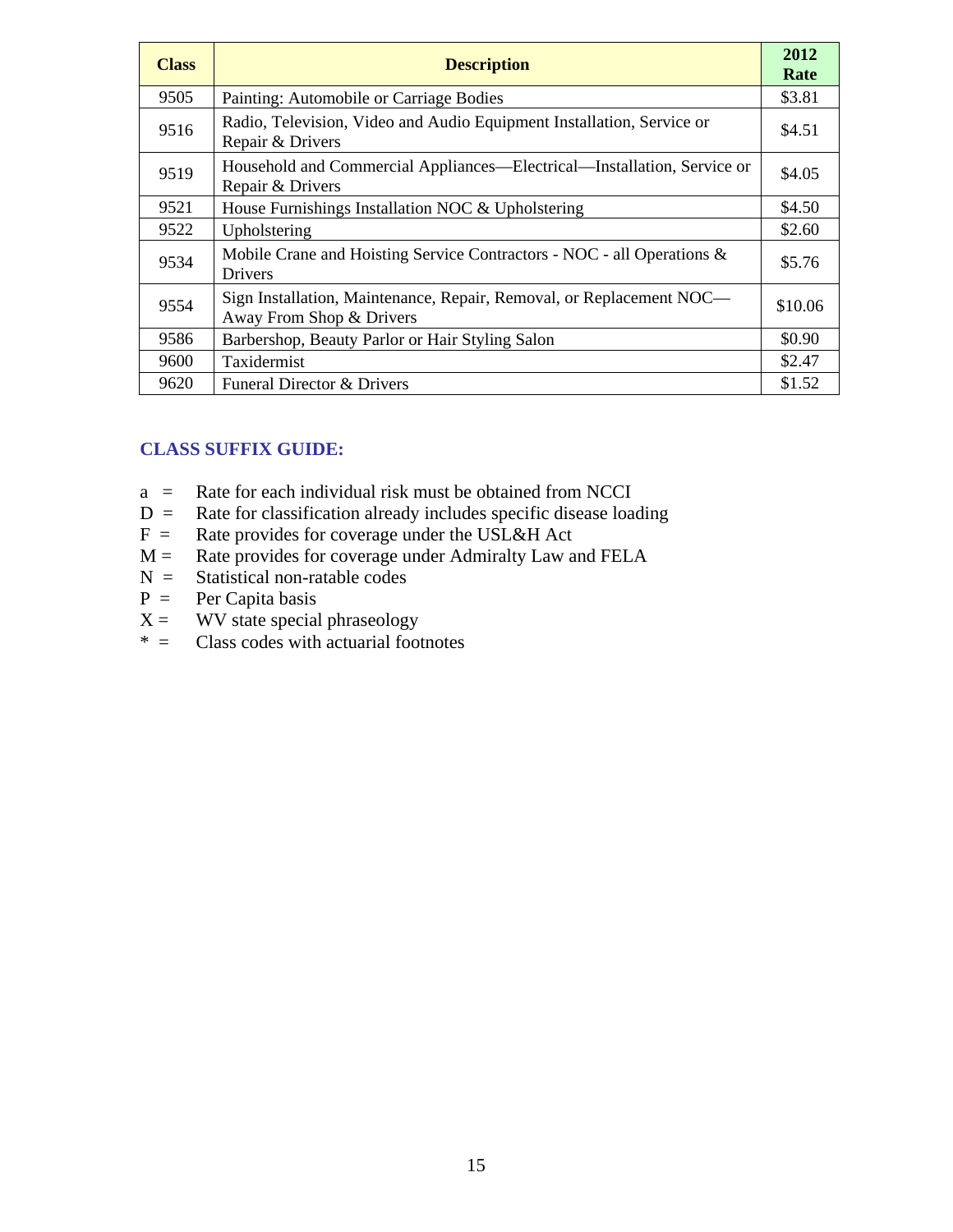| Class | Description | 2012 Rate |
|---|---|---|
| 9505 | Painting: Automobile or Carriage Bodies | $3.81 |
| 9516 | Radio, Television, Video and Audio Equipment Installation, Service or Repair & Drivers | $4.51 |
| 9519 | Household and Commercial Appliances—Electrical—Installation, Service or Repair & Drivers | $4.05 |
| 9521 | House Furnishings Installation NOC & Upholstering | $4.50 |
| 9522 | Upholstering | $2.60 |
| 9534 | Mobile Crane and Hoisting Service Contractors - NOC - all Operations & Drivers | $5.76 |
| 9554 | Sign Installation, Maintenance, Repair, Removal, or Replacement NOC—Away From Shop & Drivers | $10.06 |
| 9586 | Barbershop, Beauty Parlor or Hair Styling Salon | $0.90 |
| 9600 | Taxidermist | $2.47 |
| 9620 | Funeral Director & Drivers | $1.52 |

## CLASS SUFFIX GUIDE:

a = Rate for each individual risk must be obtained from NCCI
D = Rate for classification already includes specific disease loading
F = Rate provides for coverage under the USL&H Act
M = Rate provides for coverage under Admiralty Law and FELA
N = Statistical non-ratable codes
P = Per Capita basis
X = WV state special phraseology
* = Class codes with actuarial footnotes